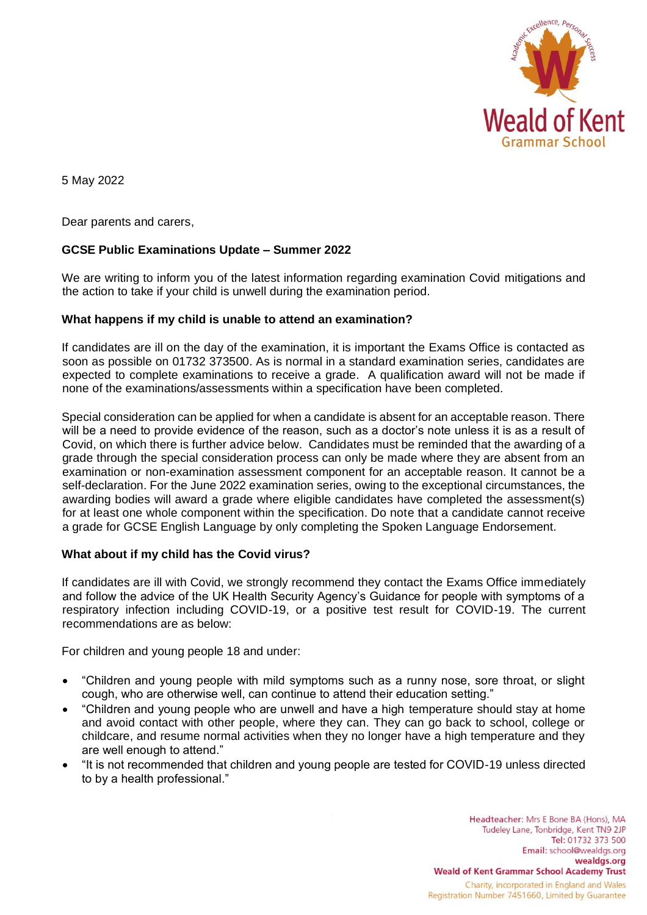5 May 2022

Dear parents and carers,

**GCSE Public Examinations Update – Summer 2022**

We are writing to inform you of the latest information regarding examination Covid mitigations and the action to take if your child is unwell during the examination period.

**What happens if my child is unable to attend an examination?**

If candidates are ill on the day of the examination, it is important the Exams Office is contacted as soon as possible on 01732 373500. As is normal in a standard examination series, candidates are expected to complete examinations to receive a grade. A qualification award will not be made if none of the examinations/assessments within a specification have been completed.

Special consideration can be applied for when a candidate is absent for an acceptable reason. There will be a need to provide evidence of the reason, such as a doctor's note unless it is as a result of Covid, on which there is further advice below. Candidates must be reminded that the awarding of a grade through the special consideration process can only be made where they are absent from an examination or non-examination assessment component for an acceptable reason. It cannot be a self-declaration. For the June 2022 examination series, owing to the exceptional circumstances, the awarding bodies will award a grade where eligible candidates have completed the assessment(s) for at least one whole component within the specification. Do note that a candidate cannot receive a grade for GCSE English Language by only completing the Spoken Language Endorsement.

**What about if my child has the Covid virus?**

If candidates are ill with Covid, we strongly recommend they contact the Exams Office immediately and follow the advice of the UK Health Security Agency's Guidance for people with symptoms of a respiratory infection including COVID-19, or a positive test result for COVID-19. The current recommendations are as below:

For children and young people 18 and under:

- "Children and young people with mild symptoms such as a runny nose, sore throat, or slight cough, who are otherwise well, can continue to attend their education setting."
- "Children and young people who are unwell and have a high temperature should stay at home and avoid contact with other people, where they can. They can go back to school, college or childcare, and resume normal activities when they no longer have a high temperature and they are well enough to attend."
- "It is not recommended that children and young people are tested for COVID-19 unless directed to by a health professional."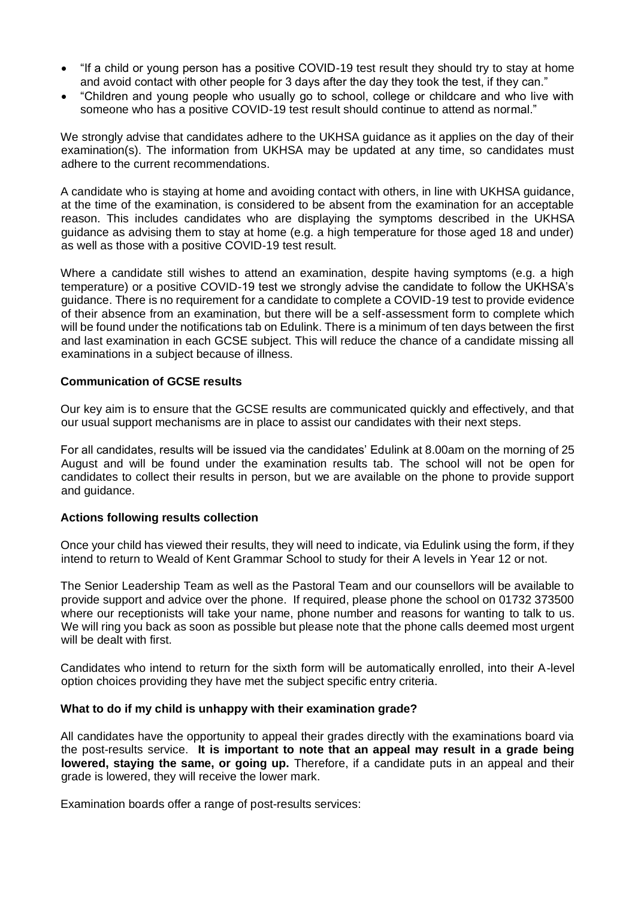- "If a child or young person has a positive COVID-19 test result they should try to stay at home and avoid contact with other people for 3 days after the day they took the test, if they can."
- "Children and young people who usually go to school, college or childcare and who live with someone who has a positive COVID-19 test result should continue to attend as normal."

We strongly advise that candidates adhere to the UKHSA guidance as it applies on the day of their examination(s). The information from UKHSA may be updated at any time, so candidates must adhere to the current recommendations.

A candidate who is staying at home and avoiding contact with others, in line with UKHSA guidance, at the time of the examination, is considered to be absent from the examination for an acceptable reason. This includes candidates who are displaying the symptoms described in the UKHSA guidance as advising them to stay at home (e.g. a high temperature for those aged 18 and under) as well as those with a positive COVID-19 test result.

Where a candidate still wishes to attend an examination, despite having symptoms (e.g. a high temperature) or a positive COVID-19 test we strongly advise the candidate to follow the UKHSA's guidance. There is no requirement for a candidate to complete a COVID-19 test to provide evidence of their absence from an examination, but there will be a self-assessment form to complete which will be found under the notifications tab on Edulink. There is a minimum of ten days between the first and last examination in each GCSE subject. This will reduce the chance of a candidate missing all examinations in a subject because of illness.

**Communication of GCSE results**

Our key aim is to ensure that the GCSE results are communicated quickly and effectively, and that our usual support mechanisms are in place to assist our candidates with their next steps.

For all candidates, results will be issued via the candidates' Edulink at 8.00am on the morning of 25 August and will be found under the examination results tab. The school will not be open for candidates to collect their results in person, but we are available on the phone to provide support and guidance.

**Actions following results collection**

Once your child has viewed their results, they will need to indicate, via Edulink using the form, if they intend to return to Weald of Kent Grammar School to study for their A levels in Year 12 or not.

The Senior Leadership Team as well as the Pastoral Team and our counsellors will be available to provide support and advice over the phone. If required, please phone the school on 01732 373500 where our receptionists will take your name, phone number and reasons for wanting to talk to us. We will ring you back as soon as possible but please note that the phone calls deemed most urgent will be dealt with first.

Candidates who intend to return for the sixth form will be automatically enrolled, into their A-level option choices providing they have met the subject specific entry criteria.

**What to do if my child is unhappy with their examination grade?**

All candidates have the opportunity to appeal their grades directly with the examinations board via the post-results service. **It is important to note that an appeal may result in a grade being lowered, staying the same, or going up.** Therefore, if a candidate puts in an appeal and their grade is lowered, they will receive the lower mark.

Examination boards offer a range of post-results services: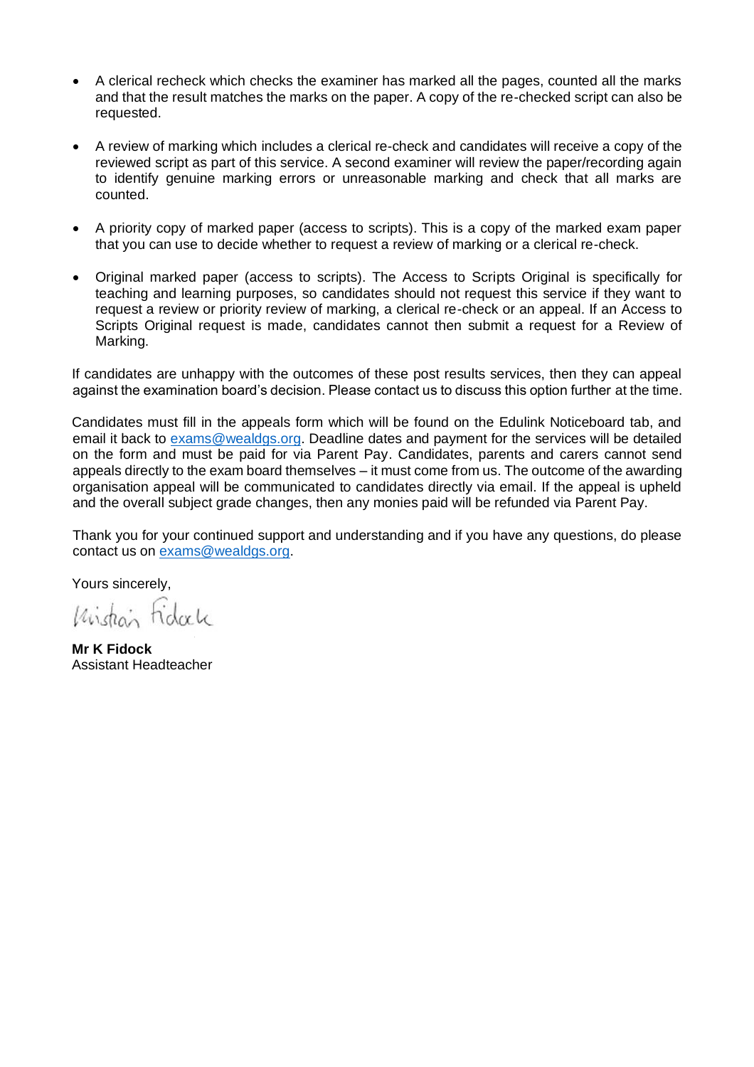- A clerical recheck which checks the examiner has marked all the pages, counted all the marks and that the result matches the marks on the paper. A copy of the re-checked script can also be requested.

- A review of marking which includes a clerical re-check and candidates will receive a copy of the reviewed script as part of this service. A second examiner will review the paper/recording again to identify genuine marking errors or unreasonable marking and check that all marks are counted.

- A priority copy of marked paper (access to scripts). This is a copy of the marked exam paper that you can use to decide whether to request a review of marking or a clerical re-check.

- Original marked paper (access to scripts). The Access to Scripts Original is specifically for teaching and learning purposes, so candidates should not request this service if they want to request a review or priority review of marking, a clerical re-check or an appeal. If an Access to Scripts Original request is made, candidates cannot then submit a request for a Review of Marking.

If candidates are unhappy with the outcomes of these post results services, then they can appeal against the examination board's decision. Please contact us to discuss this option further at the time.

Candidates must fill in the appeals form which will be found on the Edulink Noticeboard tab, and email it back to exams@wealdgs.org. Deadline dates and payment for the services will be detailed on the form and must be paid for via Parent Pay. Candidates, parents and carers cannot send appeals directly to the exam board themselves – it must come from us. The outcome of the awarding organisation appeal will be communicated to candidates directly via email. If the appeal is upheld and the overall subject grade changes, then any monies paid will be refunded via Parent Pay.

Thank you for your continued support and understanding and if you have any questions, do please contact us on exams@wealdgs.org.

Yours sincerely,

Kristian Fidock

**Mr K Fidock**
Assistant Headteacher